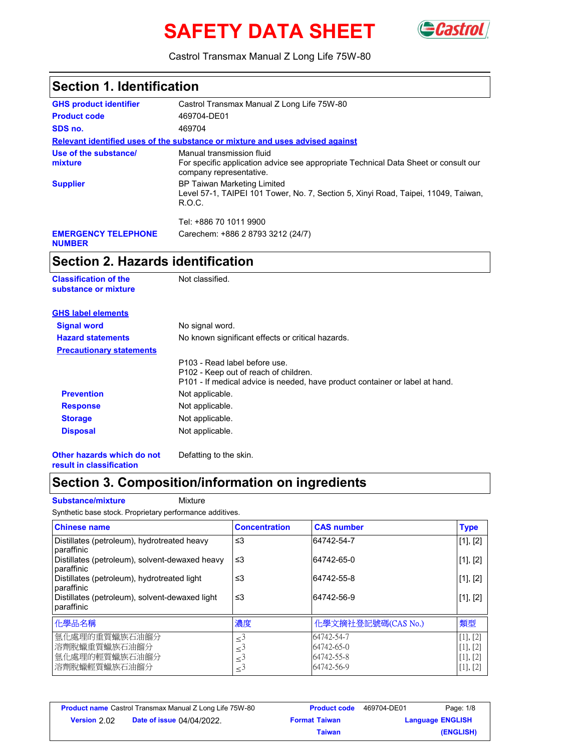# SAFETY DATA SHEET

Castrol Transmax Manual Z Long Life 75W-80

## Section 1. Identification

**GHS product identifier** Castrol Transmax Manual Z Long Life 75W-80

**Product code** 469704-DE01

**SDS no.** 469704

**Relevant identified uses of the substance or mixture and uses advised against**

**Use of the substance/ mixture** Manual transmission fluid
For specific application advice see appropriate Technical Data Sheet or consult our company representative.

**Supplier** BP Taiwan Marketing Limited
Level 57-1, TAIPEI 101 Tower, No. 7, Section 5, Xinyi Road, Taipei, 11049, Taiwan, R.O.C.

Tel: +886 70 1011 9900

**EMERGENCY TELEPHONE NUMBER** Carechem: +886 2 8793 3212 (24/7)

## Section 2. Hazards identification

**Classification of the substance or mixture** Not classified.

**GHS label elements**

**Signal word** No signal word.

**Hazard statements** No known significant effects or critical hazards.

**Precautionary statements**

P103 - Read label before use.
P102 - Keep out of reach of children.
P101 - If medical advice is needed, have product container or label at hand.

**Prevention** Not applicable.

**Response** Not applicable.

**Storage** Not applicable.

**Disposal** Not applicable.

**Other hazards which do not result in classification** Defatting to the skin.

## Section 3. Composition/information on ingredients

**Substance/mixture** Mixture

Synthetic base stock. Proprietary performance additives.

| Chinese name | Concentration | CAS number | Type |
|---|---|---|---|
| Distillates (petroleum), hydrotreated heavy paraffinic | ≤3 | 64742-54-7 | [1], [2] |
| Distillates (petroleum), solvent-dewaxed heavy paraffinic | ≤3 | 64742-65-0 | [1], [2] |
| Distillates (petroleum), hydrotreated light paraffinic | ≤3 | 64742-55-8 | [1], [2] |
| Distillates (petroleum), solvent-dewaxed light paraffinic | ≤3 | 64742-56-9 | [1], [2] |

| 化學品名稱 | 濃度 | 化學文摘社登記號碼(CAS No.) | 類型 |
|---|---|---|---|
| 氫化處理的重質蠟族石油餾分 | ≤3 | 64742-54-7 | [1], [2] |
| 溶劑脫蠟重質蠟族石油餾分 | ≤3 | 64742-65-0 | [1], [2] |
| 氫化處理的輕質蠟族石油餾分 | ≤3 | 64742-55-8 | [1], [2] |
| 溶劑脫蠟輕質蠟族石油餾分 | ≤3 | 64742-56-9 | [1], [2] |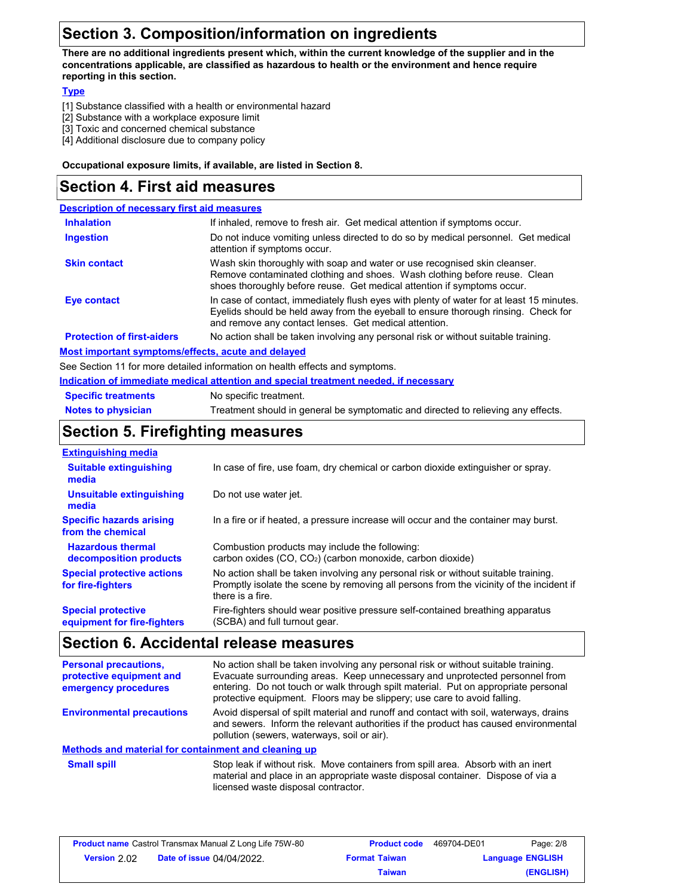## Section 3. Composition/information on ingredients

**There are no additional ingredients present which, within the current knowledge of the supplier and in the concentrations applicable, are classified as hazardous to health or the environment and hence require reporting in this section.**

**Type**

[1] Substance classified with a health or environmental hazard
[2] Substance with a workplace exposure limit
[3] Toxic and concerned chemical substance
[4] Additional disclosure due to company policy

**Occupational exposure limits, if available, are listed in Section 8.**

## Section 4. First aid measures

**Description of necessary first aid measures**

| | |
|---|---|
| **Inhalation** | If inhaled, remove to fresh air. Get medical attention if symptoms occur. |
| **Ingestion** | Do not induce vomiting unless directed to do so by medical personnel. Get medical attention if symptoms occur. |
| **Skin contact** | Wash skin thoroughly with soap and water or use recognised skin cleanser. Remove contaminated clothing and shoes. Wash clothing before reuse. Clean shoes thoroughly before reuse. Get medical attention if symptoms occur. |
| **Eye contact** | In case of contact, immediately flush eyes with plenty of water for at least 15 minutes. Eyelids should be held away from the eyeball to ensure thorough rinsing. Check for and remove any contact lenses. Get medical attention. |
| **Protection of first-aiders** | No action shall be taken involving any personal risk or without suitable training. |

**Most important symptoms/effects, acute and delayed**

See Section 11 for more detailed information on health effects and symptoms.

**Indication of immediate medical attention and special treatment needed, if necessary**

| | |
|---|---|
| **Specific treatments** | No specific treatment. |
| **Notes to physician** | Treatment should in general be symptomatic and directed to relieving any effects. |

## Section 5. Firefighting measures

**Extinguishing media**

| | |
|---|---|
| **Suitable extinguishing media** | In case of fire, use foam, dry chemical or carbon dioxide extinguisher or spray. |
| **Unsuitable extinguishing media** | Do not use water jet. |
| **Specific hazards arising from the chemical** | In a fire or if heated, a pressure increase will occur and the container may burst. |
| **Hazardous thermal decomposition products** | Combustion products may include the following: carbon oxides ($CO$, $CO_2$) (carbon monoxide, carbon dioxide) |
| **Special protective actions for fire-fighters** | No action shall be taken involving any personal risk or without suitable training. Promptly isolate the scene by removing all persons from the vicinity of the incident if there is a fire. |
| **Special protective equipment for fire-fighters** | Fire-fighters should wear positive pressure self-contained breathing apparatus (SCBA) and full turnout gear. |

## Section 6. Accidental release measures

| | |
|---|---|
| **Personal precautions, protective equipment and emergency procedures** | No action shall be taken involving any personal risk or without suitable training. Evacuate surrounding areas. Keep unnecessary and unprotected personnel from entering. Do not touch or walk through spilt material. Put on appropriate personal protective equipment. Floors may be slippery; use care to avoid falling. |
| **Environmental precautions** | Avoid dispersal of spilt material and runoff and contact with soil, waterways, drains and sewers. Inform the relevant authorities if the product has caused environmental pollution (sewers, waterways, soil or air). |

**Methods and material for containment and cleaning up**

| | |
|---|---|
| **Small spill** | Stop leak if without risk. Move containers from spill area. Absorb with an inert material and place in an appropriate waste disposal container. Dispose of via a licensed waste disposal contractor. |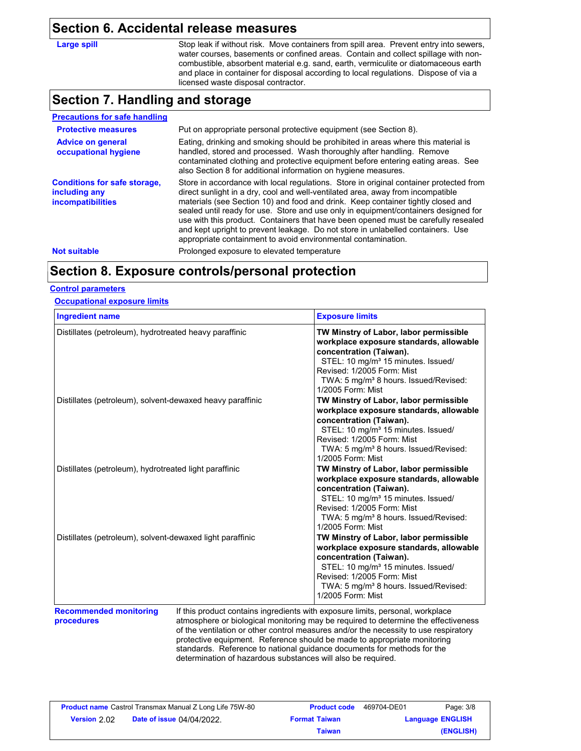## Section 6. Accidental release measures

**Large spill**

Stop leak if without risk. Move containers from spill area. Prevent entry into sewers, water courses, basements or confined areas. Contain and collect spillage with non-combustible, absorbent material e.g. sand, earth, vermiculite or diatomaceous earth and place in container for disposal according to local regulations. Dispose of via a licensed waste disposal contractor.

## Section 7. Handling and storage

**Precautions for safe handling**

**Protective measures**

Put on appropriate personal protective equipment (see Section 8).

**Advice on general occupational hygiene**

Eating, drinking and smoking should be prohibited in areas where this material is handled, stored and processed. Wash thoroughly after handling. Remove contaminated clothing and protective equipment before entering eating areas. See also Section 8 for additional information on hygiene measures.

**Conditions for safe storage, including any incompatibilities**

Store in accordance with local regulations. Store in original container protected from direct sunlight in a dry, cool and well-ventilated area, away from incompatible materials (see Section 10) and food and drink. Keep container tightly closed and sealed until ready for use. Store and use only in equipment/containers designed for use with this product. Containers that have been opened must be carefully resealed and kept upright to prevent leakage. Do not store in unlabelled containers. Use appropriate containment to avoid environmental contamination.

**Not suitable**

Prolonged exposure to elevated temperature

## Section 8. Exposure controls/personal protection

**Control parameters**

**Occupational exposure limits**

| Ingredient name | Exposure limits |
|---|---|
| Distillates (petroleum), hydrotreated heavy paraffinic | **TW Minstry of Labor, labor permissible workplace exposure standards, allowable concentration (Taiwan).** STEL: 10 mg/m³ 15 minutes. Issued/Revised: 1/2005 Form: Mist TWA: 5 mg/m³ 8 hours. Issued/Revised: 1/2005 Form: Mist |
| Distillates (petroleum), solvent-dewaxed heavy paraffinic | **TW Minstry of Labor, labor permissible workplace exposure standards, allowable concentration (Taiwan).** STEL: 10 mg/m³ 15 minutes. Issued/Revised: 1/2005 Form: Mist TWA: 5 mg/m³ 8 hours. Issued/Revised: 1/2005 Form: Mist |
| Distillates (petroleum), hydrotreated light paraffinic | **TW Minstry of Labor, labor permissible workplace exposure standards, allowable concentration (Taiwan).** STEL: 10 mg/m³ 15 minutes. Issued/Revised: 1/2005 Form: Mist TWA: 5 mg/m³ 8 hours. Issued/Revised: 1/2005 Form: Mist |
| Distillates (petroleum), solvent-dewaxed light paraffinic | **TW Minstry of Labor, labor permissible workplace exposure standards, allowable concentration (Taiwan).** STEL: 10 mg/m³ 15 minutes. Issued/Revised: 1/2005 Form: Mist TWA: 5 mg/m³ 8 hours. Issued/Revised: 1/2005 Form: Mist |

**Recommended monitoring procedures**

If this product contains ingredients with exposure limits, personal, workplace atmosphere or biological monitoring may be required to determine the effectiveness of the ventilation or other control measures and/or the necessity to use respiratory protective equipment. Reference should be made to appropriate monitoring standards. Reference to national guidance documents for methods for the determination of hazardous substances will also be required.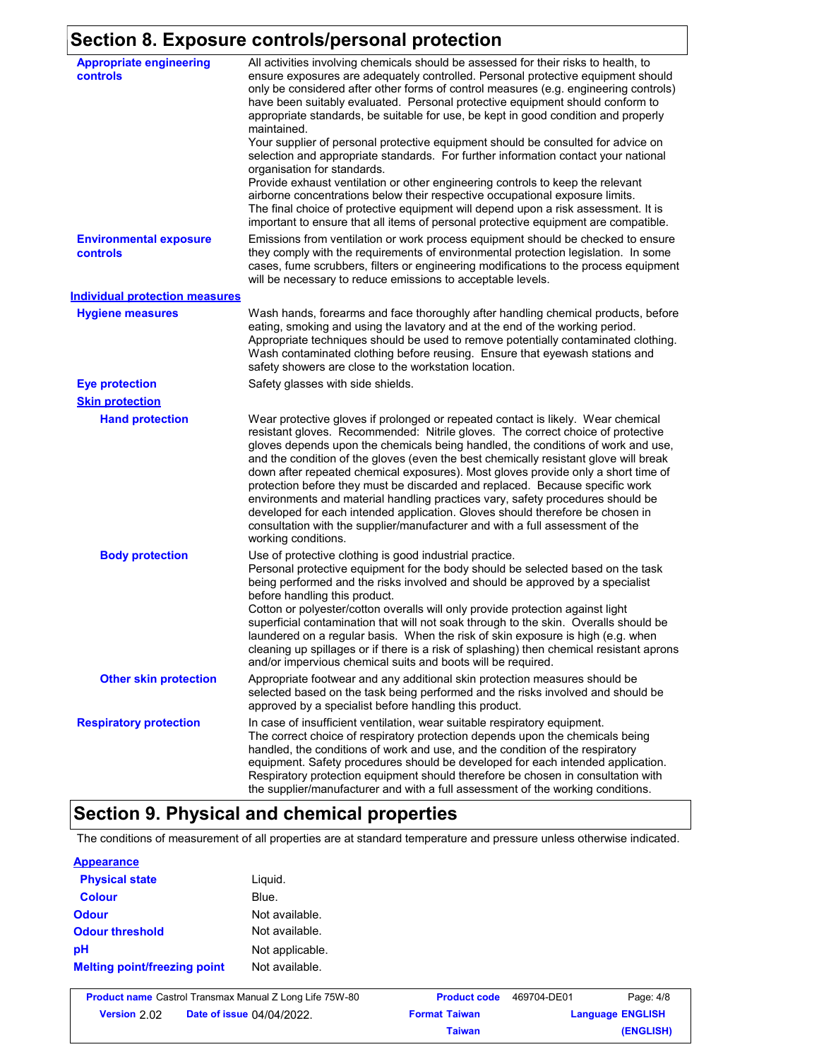## Section 8. Exposure controls/personal protection

**Appropriate engineering controls**

All activities involving chemicals should be assessed for their risks to health, to ensure exposures are adequately controlled. Personal protective equipment should only be considered after other forms of control measures (e.g. engineering controls) have been suitably evaluated. Personal protective equipment should conform to appropriate standards, be suitable for use, be kept in good condition and properly maintained.
Your supplier of personal protective equipment should be consulted for advice on selection and appropriate standards. For further information contact your national organisation for standards.
Provide exhaust ventilation or other engineering controls to keep the relevant airborne concentrations below their respective occupational exposure limits.
The final choice of protective equipment will depend upon a risk assessment. It is important to ensure that all items of personal protective equipment are compatible.

**Environmental exposure controls**

Emissions from ventilation or work process equipment should be checked to ensure they comply with the requirements of environmental protection legislation. In some cases, fume scrubbers, filters or engineering modifications to the process equipment will be necessary to reduce emissions to acceptable levels.

**Individual protection measures**

**Hygiene measures**

Wash hands, forearms and face thoroughly after handling chemical products, before eating, smoking and using the lavatory and at the end of the working period. Appropriate techniques should be used to remove potentially contaminated clothing. Wash contaminated clothing before reusing. Ensure that eyewash stations and safety showers are close to the workstation location.

**Eye protection**

Safety glasses with side shields.

**Skin protection**

**Hand protection**

Wear protective gloves if prolonged or repeated contact is likely. Wear chemical resistant gloves. Recommended: Nitrile gloves. The correct choice of protective gloves depends upon the chemicals being handled, the conditions of work and use, and the condition of the gloves (even the best chemically resistant glove will break down after repeated chemical exposures). Most gloves provide only a short time of protection before they must be discarded and replaced. Because specific work environments and material handling practices vary, safety procedures should be developed for each intended application. Gloves should therefore be chosen in consultation with the supplier/manufacturer and with a full assessment of the working conditions.

**Body protection**

Use of protective clothing is good industrial practice.
Personal protective equipment for the body should be selected based on the task being performed and the risks involved and should be approved by a specialist before handling this product.
Cotton or polyester/cotton overalls will only provide protection against light superficial contamination that will not soak through to the skin. Overalls should be laundered on a regular basis. When the risk of skin exposure is high (e.g. when cleaning up spillages or if there is a risk of splashing) then chemical resistant aprons and/or impervious chemical suits and boots will be required.

**Other skin protection**

Appropriate footwear and any additional skin protection measures should be selected based on the task being performed and the risks involved and should be approved by a specialist before handling this product.

**Respiratory protection**

In case of insufficient ventilation, wear suitable respiratory equipment.
The correct choice of respiratory protection depends upon the chemicals being handled, the conditions of work and use, and the condition of the respiratory equipment. Safety procedures should be developed for each intended application. Respiratory protection equipment should therefore be chosen in consultation with the supplier/manufacturer and with a full assessment of the working conditions.

## Section 9. Physical and chemical properties

The conditions of measurement of all properties are at standard temperature and pressure unless otherwise indicated.

**Appearance**

| Property | Value |
|---|---|
| Physical state | Liquid. |
| Colour | Blue. |
| Odour | Not available. |
| Odour threshold | Not available. |
| pH | Not applicable. |
| Melting point/freezing point | Not available. |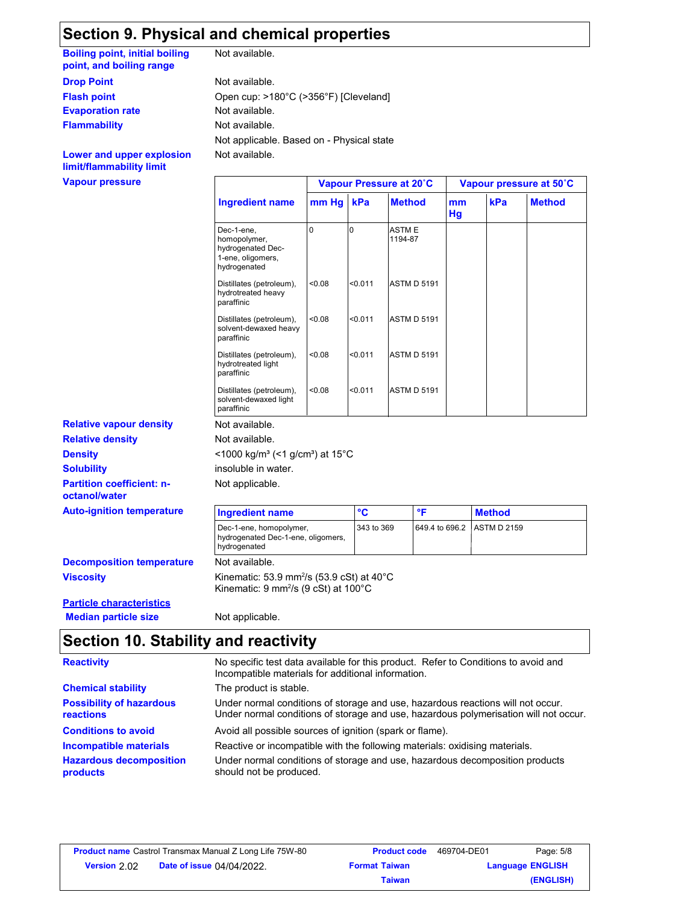## Section 9. Physical and chemical properties

**Boiling point, initial boiling point, and boiling range**: Not available.

**Drop Point**: Not available.

**Flash point**: Open cup: >180°C (>356°F) [Cleveland]

**Evaporation rate**: Not available.

**Flammability**: Not available.

Not applicable. Based on - Physical state

**Lower and upper explosion limit/flammability limit**: Not available.

**Vapour pressure**

| Ingredient name | Vapour Pressure at 20˚C | | | Vapour pressure at 50˚C | | |
|---|---|---|---|---|---|---|
| | mm Hg | kPa | Method | mm Hg | kPa | Method |
| Dec-1-ene, homopolymer, hydrogenated Dec-1-ene, oligomers, hydrogenated | 0 | 0 | ASTM E 1194-87 | | | |
| Distillates (petroleum), hydrotreated heavy paraffinic | <0.08 | <0.011 | ASTM D 5191 | | | |
| Distillates (petroleum), solvent-dewaxed heavy paraffinic | <0.08 | <0.011 | ASTM D 5191 | | | |
| Distillates (petroleum), hydrotreated light paraffinic | <0.08 | <0.011 | ASTM D 5191 | | | |
| Distillates (petroleum), solvent-dewaxed light paraffinic | <0.08 | <0.011 | ASTM D 5191 | | | |

**Relative vapour density**: Not available.

**Relative density**: Not available.

**Density**: <1000 kg/m³ (<1 g/cm³) at 15°C

**Solubility**: insoluble in water.

**Partition coefficient: n-octanol/water**: Not applicable.

**Auto-ignition temperature**

| Ingredient name | °C | °F | Method |
|---|---|---|---|
| Dec-1-ene, homopolymer, hydrogenated Dec-1-ene, oligomers, hydrogenated | 343 to 369 | 649.4 to 696.2 | ASTM D 2159 |

**Decomposition temperature**: Not available.

**Viscosity**: Kinematic: 53.9 mm²/s (53.9 cSt) at 40°C
Kinematic: 9 mm²/s (9 cSt) at 100°C

**Particle characteristics**

**Median particle size**: Not applicable.

## Section 10. Stability and reactivity

**Reactivity**: No specific test data available for this product. Refer to Conditions to avoid and Incompatible materials for additional information.

**Chemical stability**: The product is stable.

**Possibility of hazardous reactions**: Under normal conditions of storage and use, hazardous reactions will not occur. Under normal conditions of storage and use, hazardous polymerisation will not occur.

**Conditions to avoid**: Avoid all possible sources of ignition (spark or flame).

**Incompatible materials**: Reactive or incompatible with the following materials: oxidising materials.

**Hazardous decomposition products**: Under normal conditions of storage and use, hazardous decomposition products should not be produced.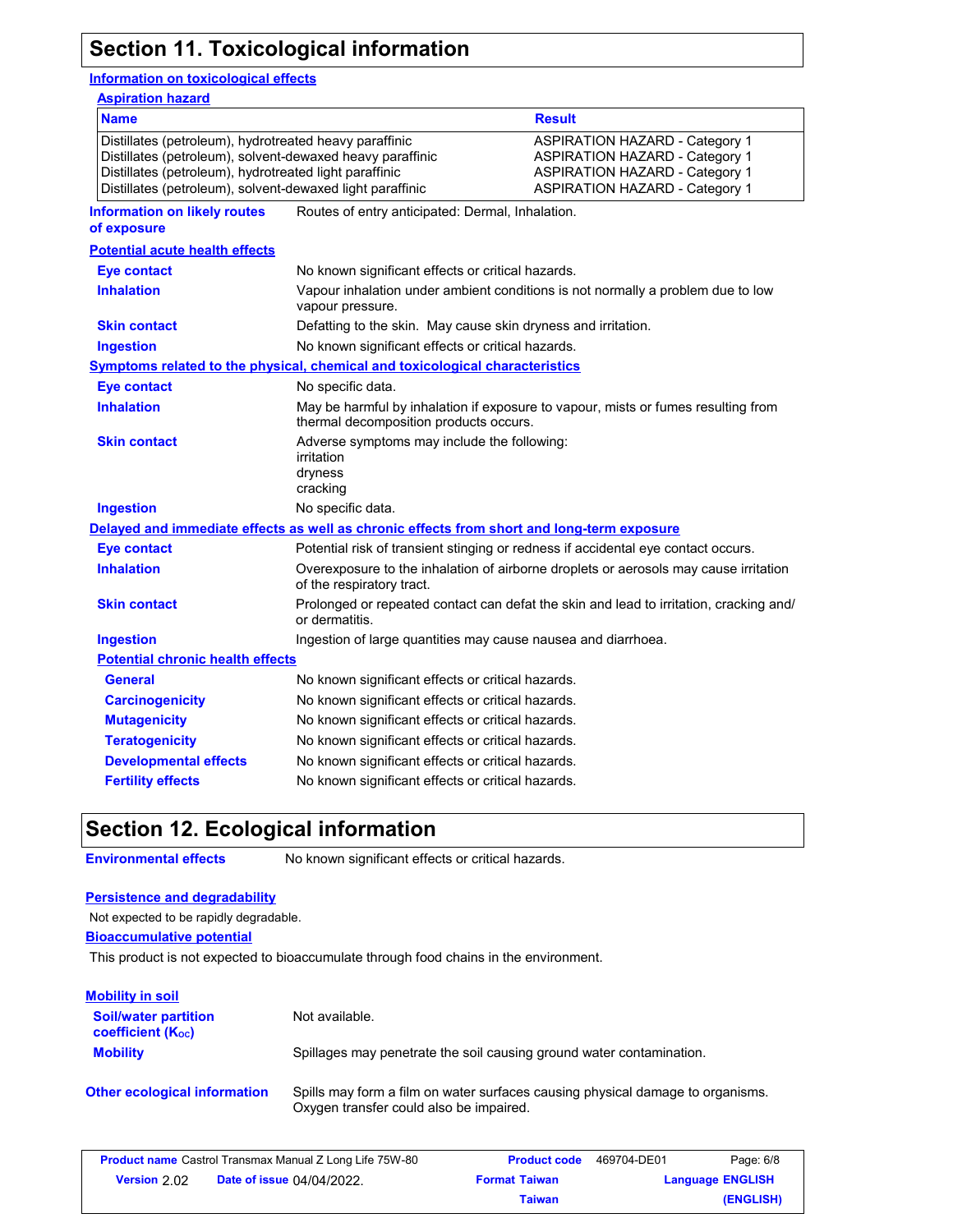## Section 11. Toxicological information

### Information on toxicological effects

**Aspiration hazard**

| Name | Result |
|---|---|
| Distillates (petroleum), hydrotreated heavy paraffinic | ASPIRATION HAZARD - Category 1 |
| Distillates (petroleum), solvent-dewaxed heavy paraffinic | ASPIRATION HAZARD - Category 1 |
| Distillates (petroleum), hydrotreated light paraffinic | ASPIRATION HAZARD - Category 1 |
| Distillates (petroleum), solvent-dewaxed light paraffinic | ASPIRATION HAZARD - Category 1 |

**Information on likely routes of exposure**: Routes of entry anticipated: Dermal, Inhalation.

**Potential acute health effects**

**Eye contact**: No known significant effects or critical hazards.

**Inhalation**: Vapour inhalation under ambient conditions is not normally a problem due to low vapour pressure.

**Skin contact**: Defatting to the skin. May cause skin dryness and irritation.

**Ingestion**: No known significant effects or critical hazards.

**Symptoms related to the physical, chemical and toxicological characteristics**

**Eye contact**: No specific data.

**Inhalation**: May be harmful by inhalation if exposure to vapour, mists or fumes resulting from thermal decomposition products occurs.

**Skin contact**: Adverse symptoms may include the following:
irritation
dryness
cracking

**Ingestion**: No specific data.

**Delayed and immediate effects as well as chronic effects from short and long-term exposure**

**Eye contact**: Potential risk of transient stinging or redness if accidental eye contact occurs.

**Inhalation**: Overexposure to the inhalation of airborne droplets or aerosols may cause irritation of the respiratory tract.

**Skin contact**: Prolonged or repeated contact can defat the skin and lead to irritation, cracking and/or dermatitis.

**Ingestion**: Ingestion of large quantities may cause nausea and diarrhoea.

**Potential chronic health effects**

**General**: No known significant effects or critical hazards.

**Carcinogenicity**: No known significant effects or critical hazards.

**Mutagenicity**: No known significant effects or critical hazards.

**Teratogenicity**: No known significant effects or critical hazards.

**Developmental effects**: No known significant effects or critical hazards.

**Fertility effects**: No known significant effects or critical hazards.

## Section 12. Ecological information

**Environmental effects**: No known significant effects or critical hazards.

**Persistence and degradability**

Not expected to be rapidly degradable.

**Bioaccumulative potential**

This product is not expected to bioaccumulate through food chains in the environment.

**Mobility in soil**

**Soil/water partition coefficient ($K_{OC}$)**: Not available.

**Mobility**: Spillages may penetrate the soil causing ground water contamination.

**Other ecological information**: Spills may form a film on water surfaces causing physical damage to organisms. Oxygen transfer could also be impaired.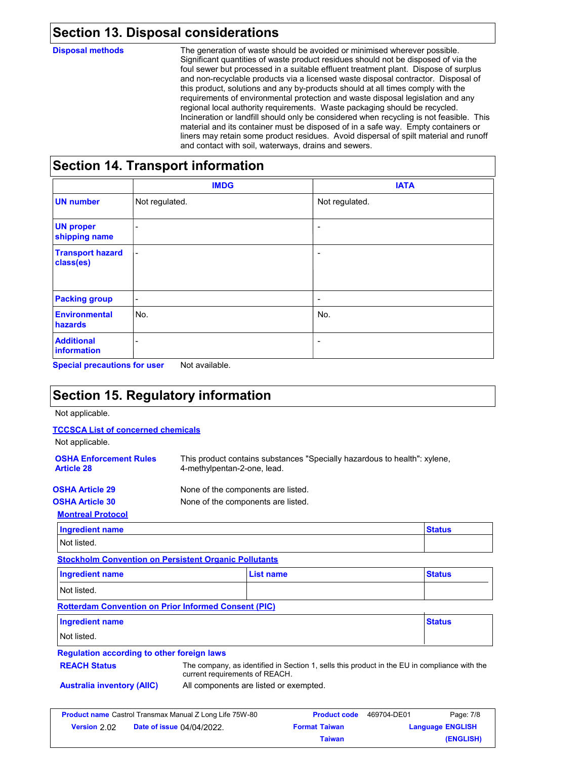## Section 13. Disposal considerations

**Disposal methods**

The generation of waste should be avoided or minimised wherever possible. Significant quantities of waste product residues should not be disposed of via the foul sewer but processed in a suitable effluent treatment plant. Dispose of surplus and non-recyclable products via a licensed waste disposal contractor. Disposal of this product, solutions and any by-products should at all times comply with the requirements of environmental protection and waste disposal legislation and any regional local authority requirements. Waste packaging should be recycled. Incineration or landfill should only be considered when recycling is not feasible. This material and its container must be disposed of in a safe way. Empty containers or liners may retain some product residues. Avoid dispersal of spilt material and runoff and contact with soil, waterways, drains and sewers.

## Section 14. Transport information

| | IMDG | IATA |
|---|---|---|
| **UN number** | Not regulated. | Not regulated. |
| **UN proper shipping name** | - | - |
| **Transport hazard class(es)** | - | - |
| **Packing group** | - | - |
| **Environmental hazards** | No. | No. |
| **Additional information** | - | - |

**Special precautions for user** Not available.

## Section 15. Regulatory information

Not applicable.

**TCCSCA List of concerned chemicals**

Not applicable.

**OSHA Enforcement Rules Article 28** This product contains substances "Specially hazardous to health": xylene, 4-methylpentan-2-one, lead.

**OSHA Article 29** None of the components are listed.

**OSHA Article 30** None of the components are listed.

**Montreal Protocol**

| Ingredient name | Status |
|---|---|
| Not listed. | |

**Stockholm Convention on Persistent Organic Pollutants**

| Ingredient name | List name | Status |
|---|---|---|
| Not listed. | | |

**Rotterdam Convention on Prior Informed Consent (PIC)**

| Ingredient name | Status |
|---|---|
| Not listed. | |

**Regulation according to other foreign laws**

**REACH Status** The company, as identified in Section 1, sells this product in the EU in compliance with the current requirements of REACH.

**Australia inventory (AIIC)** All components are listed or exempted.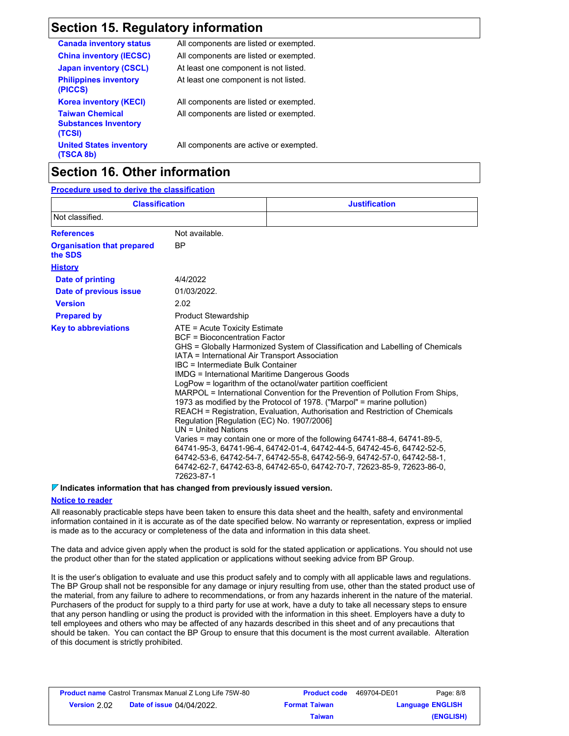## Section 15. Regulatory information

| | |
|---|---|
| **Canada inventory status** | All components are listed or exempted. |
| **China inventory (IECSC)** | All components are listed or exempted. |
| **Japan inventory (CSCL)** | At least one component is not listed. |
| **Philippines inventory (PICCS)** | At least one component is not listed. |
| **Korea inventory (KECI)** | All components are listed or exempted. |
| **Taiwan Chemical Substances Inventory (TCSI)** | All components are listed or exempted. |
| **United States inventory (TSCA 8b)** | All components are active or exempted. |

## Section 16. Other information

**Procedure used to derive the classification**

| Classification | Justification |
|---|---|
| Not classified. | |

**References** Not available.

**Organisation that prepared the SDS** BP

**History**

**Date of printing** 4/4/2022

**Date of previous issue** 01/03/2022.

**Version** 2.02

**Prepared by** Product Stewardship

**Key to abbreviations**

ATE = Acute Toxicity Estimate
BCF = Bioconcentration Factor
GHS = Globally Harmonized System of Classification and Labelling of Chemicals
IATA = International Air Transport Association
IBC = Intermediate Bulk Container
IMDG = International Maritime Dangerous Goods
LogPow = logarithm of the octanol/water partition coefficient
MARPOL = International Convention for the Prevention of Pollution From Ships, 1973 as modified by the Protocol of 1978. ("Marpol" = marine pollution)
REACH = Registration, Evaluation, Authorisation and Restriction of Chemicals Regulation [Regulation (EC) No. 1907/2006]
UN = United Nations
Varies = may contain one or more of the following 64741-88-4, 64741-89-5, 64741-95-3, 64741-96-4, 64742-01-4, 64742-44-5, 64742-45-6, 64742-52-5, 64742-53-6, 64742-54-7, 64742-55-8, 64742-56-9, 64742-57-0, 64742-58-1, 64742-62-7, 64742-63-8, 64742-65-0, 64742-70-7, 72623-85-9, 72623-86-0, 72623-87-1

**Indicates information that has changed from previously issued version.**

**Notice to reader**

All reasonably practicable steps have been taken to ensure this data sheet and the health, safety and environmental information contained in it is accurate as of the date specified below. No warranty or representation, express or implied is made as to the accuracy or completeness of the data and information in this data sheet.

The data and advice given apply when the product is sold for the stated application or applications. You should not use the product other than for the stated application or applications without seeking advice from BP Group.

It is the user's obligation to evaluate and use this product safely and to comply with all applicable laws and regulations. The BP Group shall not be responsible for any damage or injury resulting from use, other than the stated product use of the material, from any failure to adhere to recommendations, or from any hazards inherent in the nature of the material. Purchasers of the product for supply to a third party for use at work, have a duty to take all necessary steps to ensure that any person handling or using the product is provided with the information in this sheet. Employers have a duty to tell employees and others who may be affected of any hazards described in this sheet and of any precautions that should be taken. You can contact the BP Group to ensure that this document is the most current available. Alteration of this document is strictly prohibited.